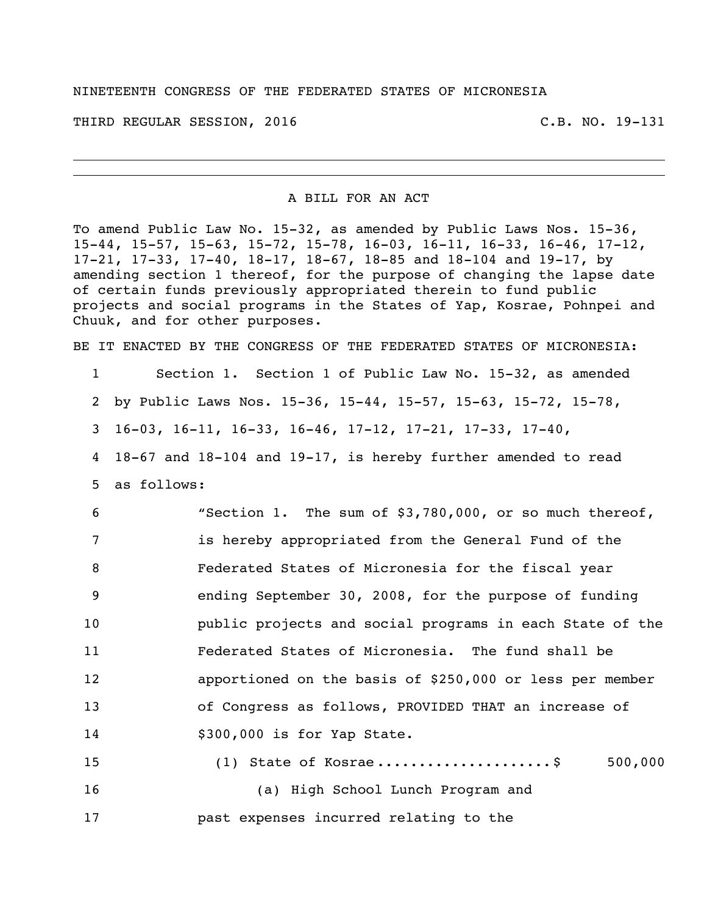NINETEENTH CONGRESS OF THE FEDERATED STATES OF MICRONESIA

THIRD REGULAR SESSION, 2016 C.B. NO. 19-131

---

A BILL FOR AN ACT

To amend Public Law No. 15-32, as amended by Public Laws Nos. 15-36, 15-44, 15-57, 15-63, 15-72, 15-78, 16-03, 16-11, 16-33, 16-46, 17-12, 17-21, 17-33, 17-40, 18-17, 18-67, 18-85 and 18-104 and 19-17, by amending section 1 thereof, for the purpose of changing the lapse date of certain funds previously appropriated therein to fund public projects and social programs in the States of Yap, Kosrae, Pohnpei and Chuuk, and for other purposes.

BE IT ENACTED BY THE CONGRESS OF THE FEDERATED STATES OF MICRONESIA:

1 Section 1. Section 1 of Public Law No. 15-32, as amended
2 by Public Laws Nos. 15-36, 15-44, 15-57, 15-63, 15-72, 15-78,
3 16-03, 16-11, 16-33, 16-46, 17-12, 17-21, 17-33, 17-40,
4 18-67 and 18-104 and 19-17, is hereby further amended to read
5 as follows:

6 "Section 1. The sum of $3,780,000, or so much thereof,
7 is hereby appropriated from the General Fund of the
8 Federated States of Micronesia for the fiscal year
9 ending September 30, 2008, for the purpose of funding
10 public projects and social programs in each State of the
11 Federated States of Micronesia. The fund shall be
12 apportioned on the basis of $250,000 or less per member
13 of Congress as follows, PROVIDED THAT an increase of
14 $300,000 is for Yap State.

15 (1) State of Kosrae....................$ 500,000
16 (a) High School Lunch Program and
17 past expenses incurred relating to the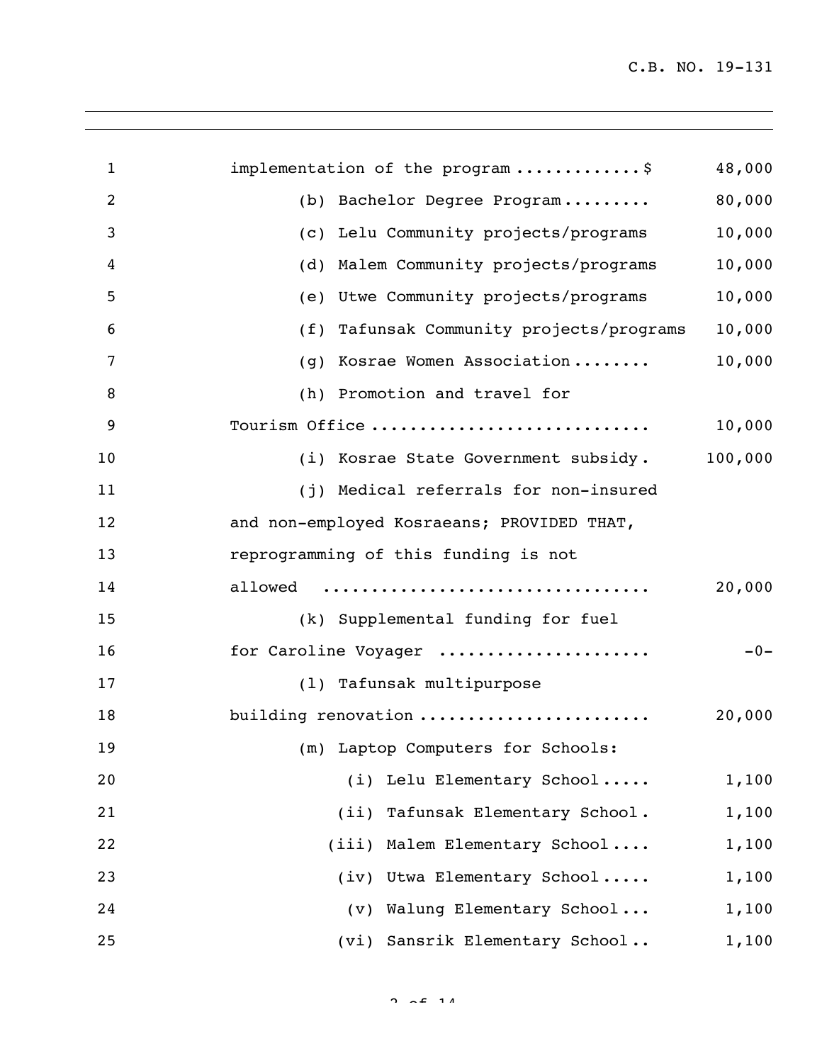implementation of the program .............$ 48,000

(b) Bachelor Degree Program......... 80,000

(c) Lelu Community projects/programs 10,000

(d) Malem Community projects/programs 10,000

(e) Utwe Community projects/programs 10,000

(f) Tafunsak Community projects/programs 10,000

(g) Kosrae Women Association........ 10,000

(h) Promotion and travel for Tourism Office ............................ 10,000

(i) Kosrae State Government subsidy. 100,000

(j) Medical referrals for non-insured and non-employed Kosraeans; PROVIDED THAT, reprogramming of this funding is not allowed ................................. 20,000

(k) Supplemental funding for fuel for Caroline Voyager ..................... -0-

(l) Tafunsak multipurpose building renovation ....................... 20,000

(m) Laptop Computers for Schools:

(i) Lelu Elementary School..... 1,100

(ii) Tafunsak Elementary School. 1,100

(iii) Malem Elementary School.... 1,100

(iv) Utwa Elementary School..... 1,100

(v) Walung Elementary School... 1,100

(vi) Sansrik Elementary School.. 1,100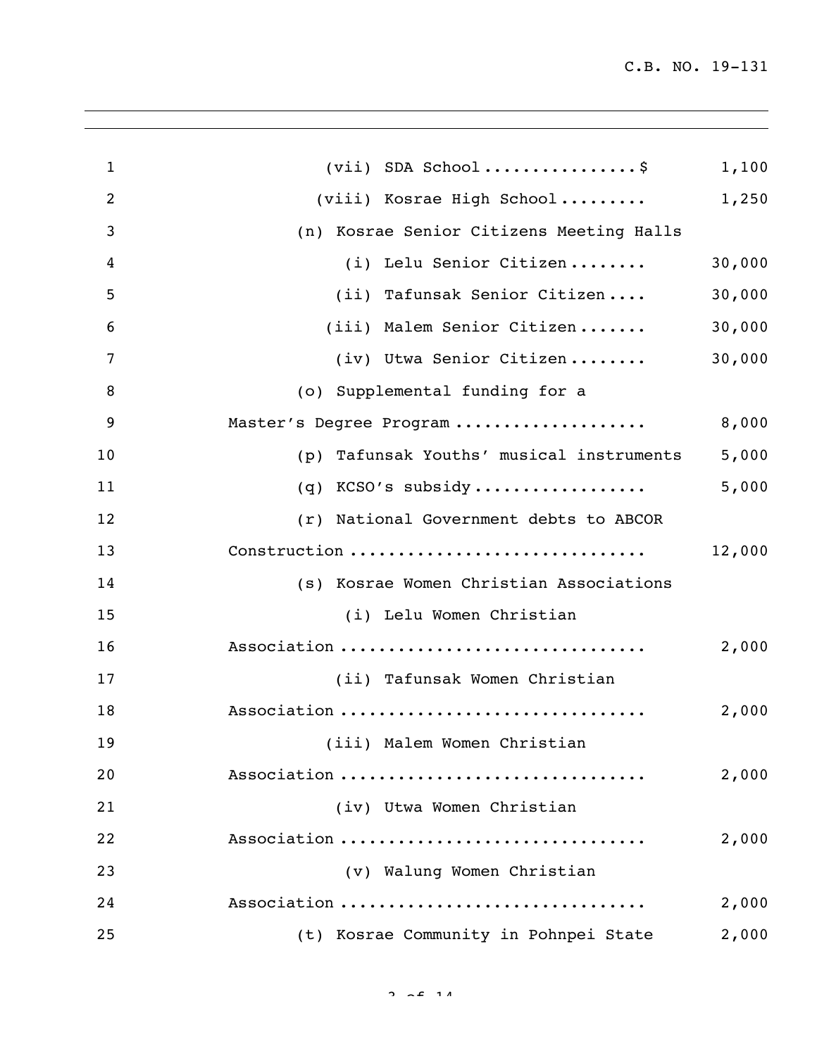(vii) SDA School................$ 1,100

(viii) Kosrae High School......... 1,250

(n) Kosrae Senior Citizens Meeting Halls

(i) Lelu Senior Citizen........ 30,000

(ii) Tafunsak Senior Citizen.... 30,000

(iii) Malem Senior Citizen....... 30,000

(iv) Utwa Senior Citizen........ 30,000

(o) Supplemental funding for a Master's Degree Program.................... 8,000

(p) Tafunsak Youths' musical instruments 5,000

(q) KCSO's subsidy.................. 5,000

(r) National Government debts to ABCOR Construction.............................. 12,000

(s) Kosrae Women Christian Associations

(i) Lelu Women Christian Association............................... 2,000

(ii) Tafunsak Women Christian Association............................... 2,000

(iii) Malem Women Christian Association............................... 2,000

(iv) Utwa Women Christian Association............................... 2,000

(v) Walung Women Christian Association............................... 2,000

(t) Kosrae Community in Pohnpei State 2,000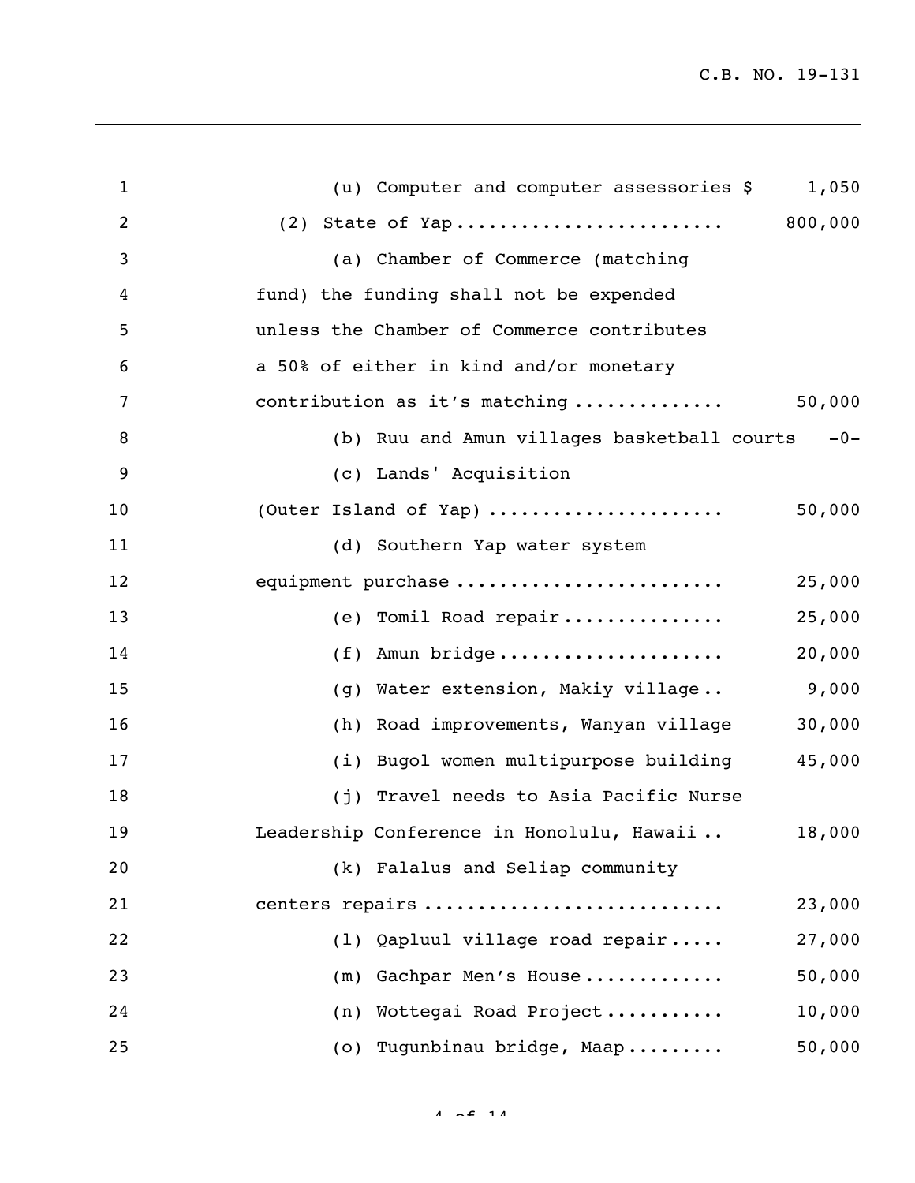(u) Computer and computer assessories $ 1,050

(2) State of Yap........................ 800,000

(a) Chamber of Commerce (matching fund) the funding shall not be expended unless the Chamber of Commerce contributes a 50% of either in kind and/or monetary contribution as it's matching ............. 50,000

(b) Ruu and Amun villages basketball courts -0-

(c) Lands' Acquisition (Outer Island of Yap) ..................... 50,000

(d) Southern Yap water system equipment purchase ........................ 25,000

(e) Tomil Road repair............... 25,000

(f) Amun bridge.................... 20,000

(g) Water extension, Makiy village.. 9,000

(h) Road improvements, Wanyan village 30,000

(i) Bugol women multipurpose building 45,000

(j) Travel needs to Asia Pacific Nurse Leadership Conference in Honolulu, Hawaii .. 18,000

(k) Falalus and Seliap community centers repairs .......................... 23,000

(l) Qapluul village road repair..... 27,000

(m) Gachpar Men's House............ 50,000

(n) Wottegai Road Project........... 10,000

(o) Tugunbinau bridge, Maap......... 50,000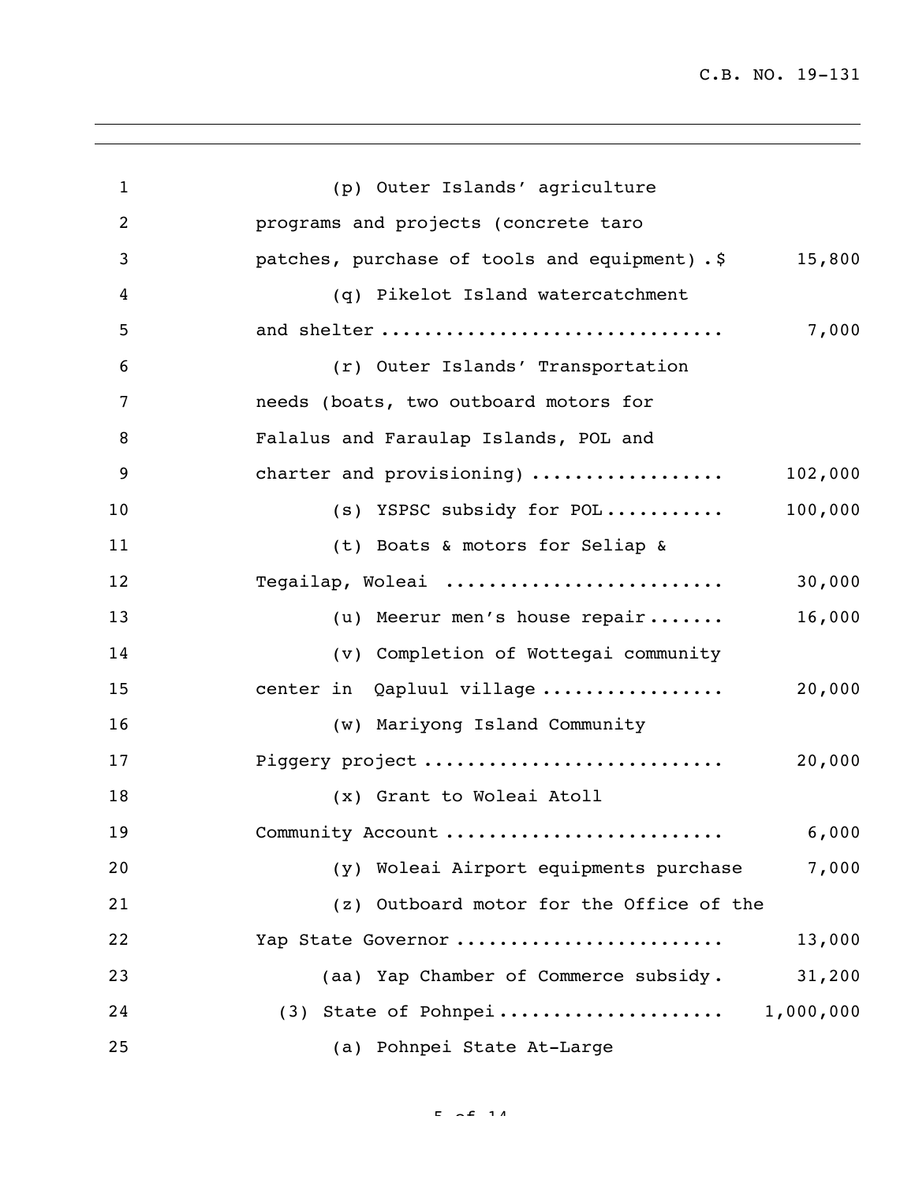(p) Outer Islands' agriculture programs and projects (concrete taro patches, purchase of tools and equipment) . $ 15,800

(q) Pikelot Island watercatchment and shelter ................................ 7,000

(r) Outer Islands' Transportation needs (boats, two outboard motors for Falalus and Faraulap Islands, POL and charter and provisioning) .................. 102,000

(s) YSPSC subsidy for POL........... 100,000

(t) Boats & motors for Seliap & Tegailap, Woleai ......................... 30,000

(u) Meerur men's house repair....... 16,000

(v) Completion of Wottegai community center in Qapluul village ................. 20,000

(w) Mariyong Island Community Piggery project ........................... 20,000

(x) Grant to Woleai Atoll Community Account ......................... 6,000

(y) Woleai Airport equipments purchase 7,000

(z) Outboard motor for the Office of the Yap State Governor ........................ 13,000

(aa) Yap Chamber of Commerce subsidy. 31,200

(3) State of Pohnpei.................... 1,000,000

(a) Pohnpei State At-Large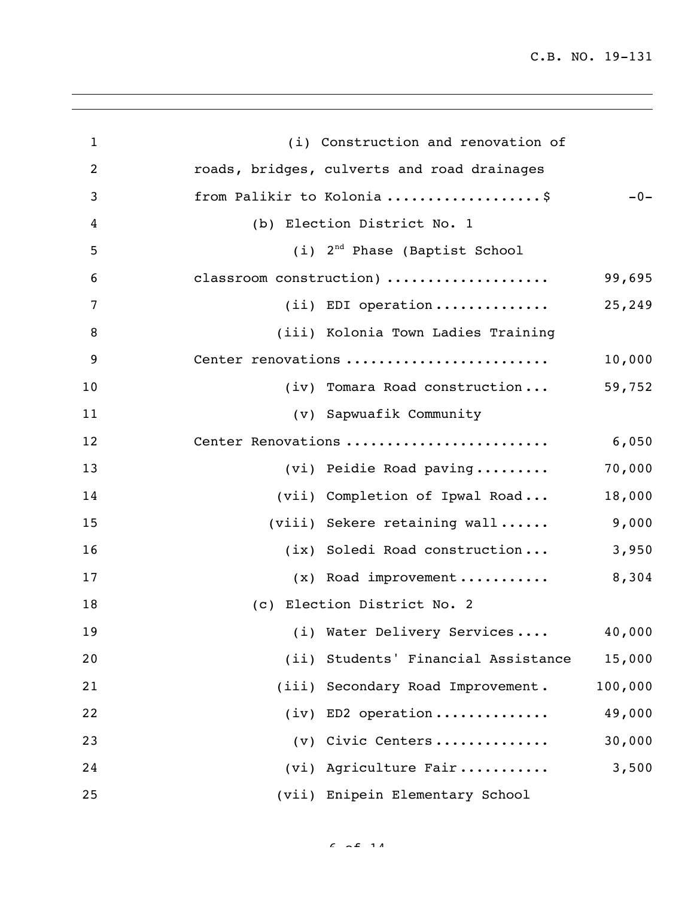(i) Construction and renovation of roads, bridges, culverts and road drainages from Palikir to Kolonia .................. $ -0-

(b) Election District No. 1

(i) 2nd Phase (Baptist School classroom construction) .................. 99,695

(ii) EDI operation .............. 25,249

(iii) Kolonia Town Ladies Training Center renovations ........................ 10,000

(iv) Tomara Road construction ... 59,752

(v) Sapwuafik Community Center Renovations ........................ 6,050

(vi) Peidie Road paving ......... 70,000

(vii) Completion of Ipwal Road ... 18,000

(viii) Sekere retaining wall ...... 9,000

(ix) Soledi Road construction ... 3,950

(x) Road improvement ........... 8,304

(c) Election District No. 2

(i) Water Delivery Services .... 40,000

(ii) Students' Financial Assistance 15,000

(iii) Secondary Road Improvement . 100,000

(iv) ED2 operation .............. 49,000

(v) Civic Centers .............. 30,000

(vi) Agriculture Fair ........... 3,500

(vii) Enipein Elementary School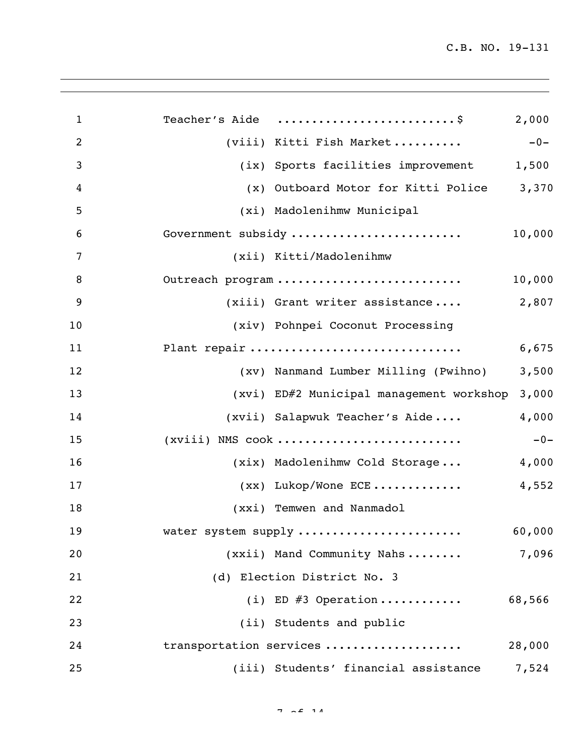Teacher's Aide .........................$ 2,000

(viii) Kitti Fish Market.......... -0-

(ix) Sports facilities improvement 1,500

(x) Outboard Motor for Kitti Police 3,370

(xi) Madolenihmw Municipal Government subsidy ........................ 10,000

(xii) Kitti/Madolenihmw Outreach program .......................... 10,000

(xiii) Grant writer assistance.... 2,807

(xiv) Pohnpei Coconut Processing Plant repair ............................. 6,675

(xv) Nanmand Lumber Milling (Pwihno) 3,500

(xvi) ED#2 Municipal management workshop 3,000

(xvii) Salapwuk Teacher's Aide.... 4,000

(xviii) NMS cook .......................... -0-

(xix) Madolenihmw Cold Storage... 4,000

(xx) Lukop/Wone ECE............. 4,552

(xxi) Temwen and Nanmadol water system supply ....................... 60,000

(xxii) Mand Community Nahs........ 7,096

(d) Election District No. 3

(i) ED #3 Operation........... 68,566

(ii) Students and public transportation services ................... 28,000

(iii) Students' financial assistance 7,524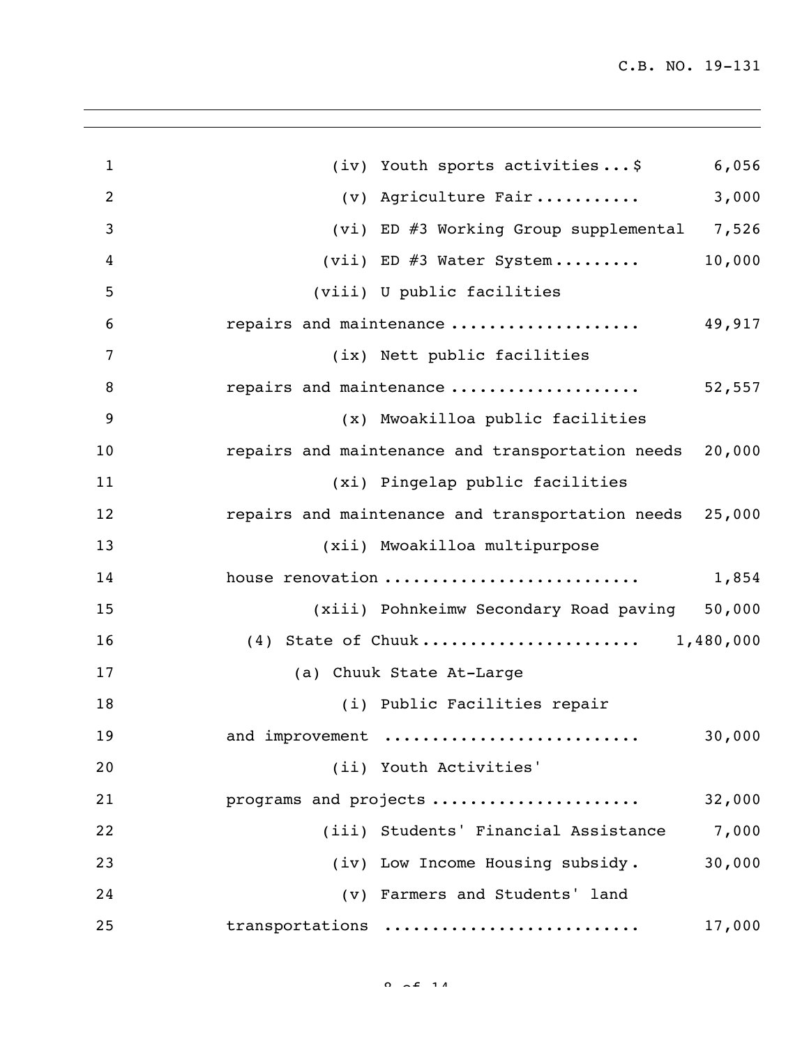(iv) Youth sports activities...$ 6,056

(v) Agriculture Fair........... 3,000

(vi) ED #3 Working Group supplemental 7,526

(vii) ED #3 Water System......... 10,000

(viii) U public facilities repairs and maintenance .................... 49,917

(ix) Nett public facilities repairs and maintenance .................... 52,557

(x) Mwoakilloa public facilities repairs and maintenance and transportation needs 20,000

(xi) Pingelap public facilities repairs and maintenance and transportation needs 25,000

(xii) Mwoakilloa multipurpose house renovation .......................... 1,854

(xiii) Pohnkeimw Secondary Road paving 50,000

(4) State of Chuuk...................... 1,480,000

(a) Chuuk State At-Large

(i) Public Facilities repair and improvement .......................... 30,000

(ii) Youth Activities' programs and projects ..................... 32,000

(iii) Students' Financial Assistance 7,000

(iv) Low Income Housing subsidy. 30,000

(v) Farmers and Students' land transportations .......................... 17,000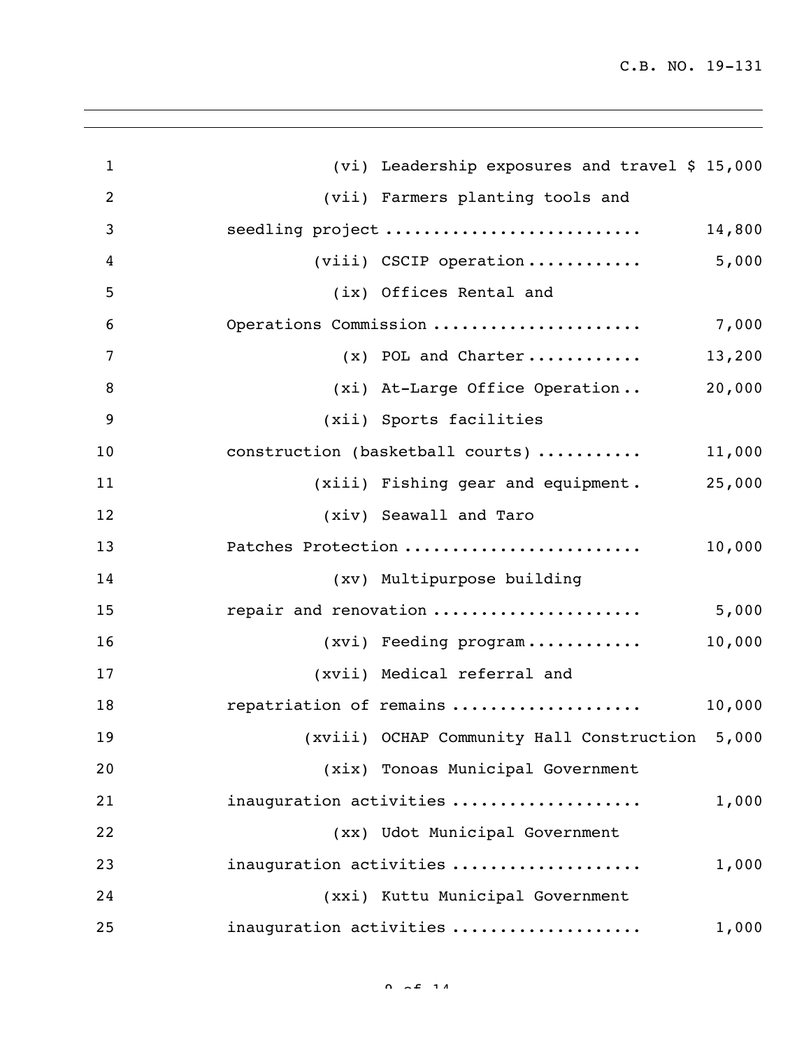(vi) Leadership exposures and travel $ 15,000

(vii) Farmers planting tools and seedling project .......................... 14,800

(viii) CSCIP operation ............ 5,000

(ix) Offices Rental and Operations Commission ..................... 7,000

(x) POL and Charter ............ 13,200

(xi) At-Large Office Operation .. 20,000

(xii) Sports facilities construction (basketball courts) .......... 11,000

(xiii) Fishing gear and equipment . 25,000

(xiv) Seawall and Taro Patches Protection ........................ 10,000

(xv) Multipurpose building repair and renovation ..................... 5,000

(xvi) Feeding program ............ 10,000

(xvii) Medical referral and repatriation of remains ................... 10,000

(xviii) OCHAP Community Hall Construction 5,000

(xix) Tonoas Municipal Government inauguration activities ................... 1,000

(xx) Udot Municipal Government inauguration activities ................... 1,000

(xxi) Kuttu Municipal Government inauguration activities ................... 1,000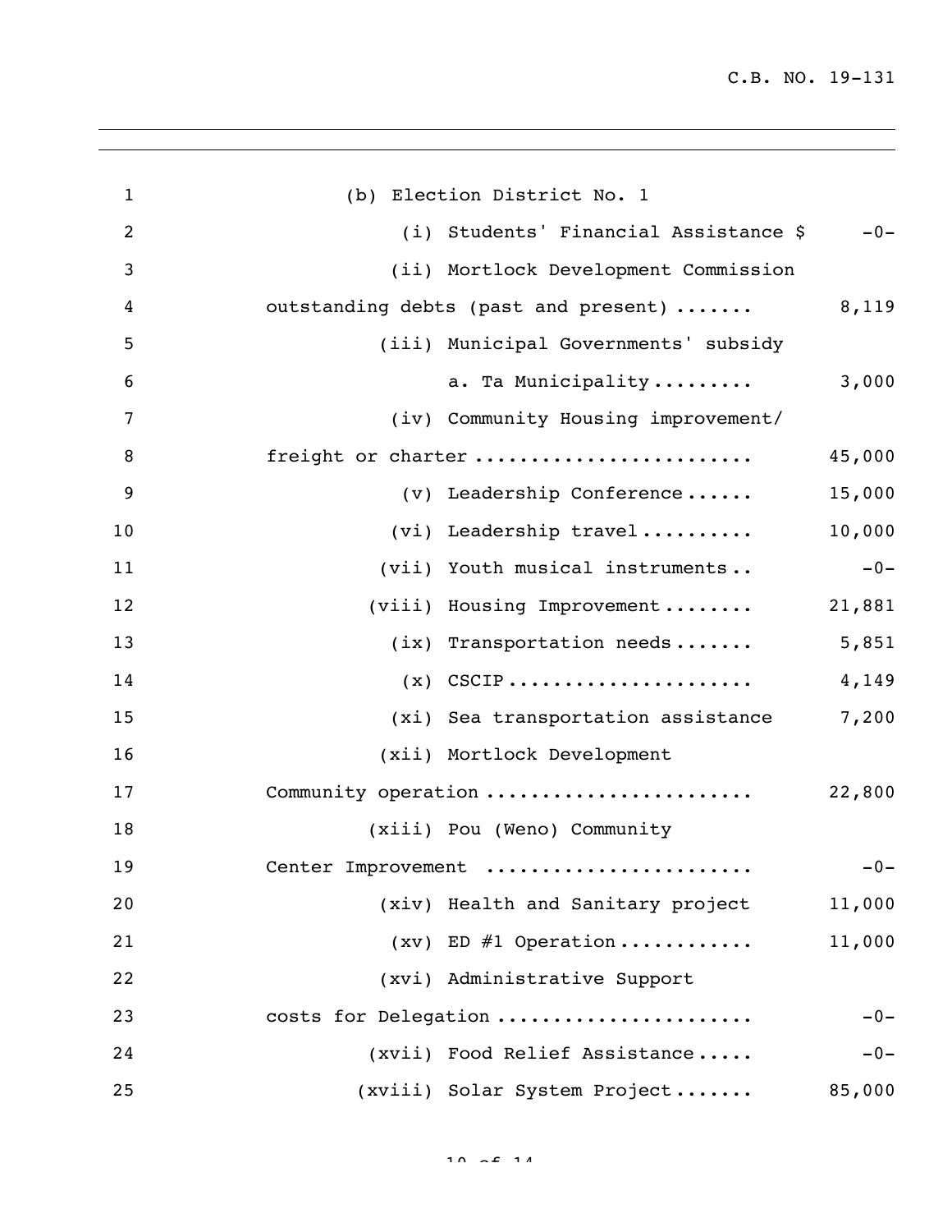(b) Election District No. 1

(i) Students' Financial Assistance $ -0-

(ii) Mortlock Development Commission outstanding debts (past and present) ....... 8,119

(iii) Municipal Governments' subsidy

a. Ta Municipality......... 3,000

(iv) Community Housing improvement/ freight or charter ........................ 45,000

(v) Leadership Conference ...... 15,000

(vi) Leadership travel.......... 10,000

(vii) Youth musical instruments.. -0-

(viii) Housing Improvement........ 21,881

(ix) Transportation needs....... 5,851

(x) CSCIP..................... 4,149

(xi) Sea transportation assistance 7,200

(xii) Mortlock Development Community operation ....................... 22,800

(xiii) Pou (Weno) Community Center Improvement ....................... -0-

(xiv) Health and Sanitary project 11,000

(xv) ED #1 Operation............ 11,000

(xvi) Administrative Support costs for Delegation ...................... -0-

(xvii) Food Relief Assistance..... -0-

(xviii) Solar System Project....... 85,000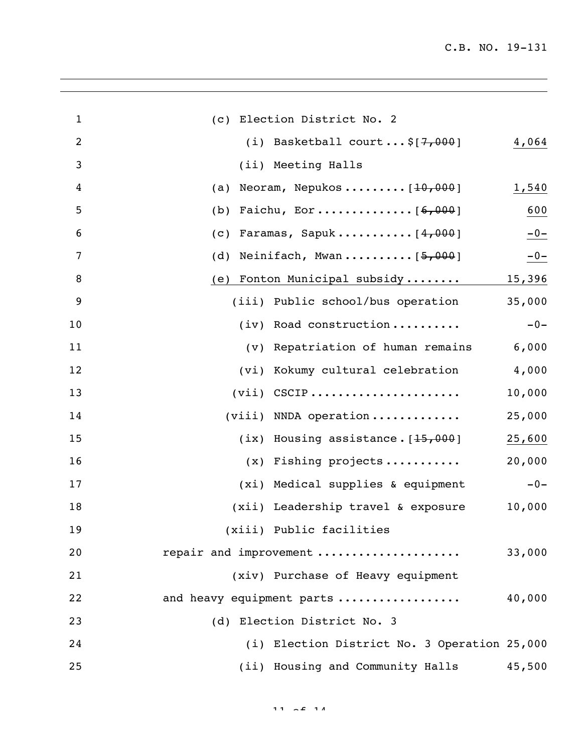(c) Election District No. 2

(i) Basketball court...$[~~7,000~~] 4,064

(ii) Meeting Halls

(a) Neoram, Nepukos.........[~~10,000~~] 1,540

(b) Faichu, Eor.............[~~6,000~~] 600

(c) Faramas, Sapuk..........[~~4,000~~] -0-

(d) Neinifach, Mwan.........[~~5,000~~] -0-

(e) Fonton Municipal subsidy........ 15,396

(iii) Public school/bus operation 35,000

(iv) Road construction.......... -0-

(v) Repatriation of human remains 6,000

(vi) Kokumy cultural celebration 4,000

(vii) CSCIP...................... 10,000

(viii) NNDA operation............. 25,000

(ix) Housing assistance.[~~15,000~~] 25,600

(x) Fishing projects........... 20,000

(xi) Medical supplies & equipment -0-

(xii) Leadership travel & exposure 10,000

(xiii) Public facilities repair and improvement.................... 33,000

(xiv) Purchase of Heavy equipment and heavy equipment parts................. 40,000

(d) Election District No. 3

(i) Election District No. 3 Operation 25,000

(ii) Housing and Community Halls 45,500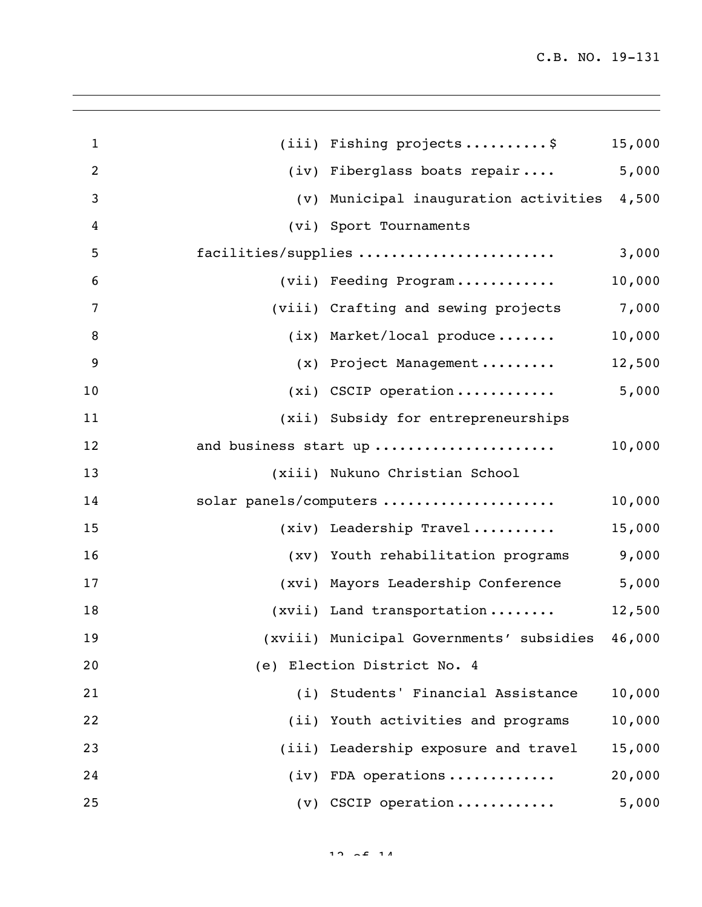(iii) Fishing projects..........$ 15,000

(iv) Fiberglass boats repair.... 5,000

(v) Municipal inauguration activities 4,500

(vi) Sport Tournaments facilities/supplies........................ 3,000

(vii) Feeding Program............ 10,000

(viii) Crafting and sewing projects 7,000

(ix) Market/local produce....... 10,000

(x) Project Management......... 12,500

(xi) CSCIP operation............ 5,000

(xii) Subsidy for entrepreneurships and business start up..................... 10,000

(xiii) Nukuno Christian School solar panels/computers.................... 10,000

(xiv) Leadership Travel.......... 15,000

(xv) Youth rehabilitation programs 9,000

(xvi) Mayors Leadership Conference 5,000

(xvii) Land transportation........ 12,500

(xviii) Municipal Governments' subsidies 46,000

(e) Election District No. 4

(i) Students' Financial Assistance 10,000

(ii) Youth activities and programs 10,000

(iii) Leadership exposure and travel 15,000

(iv) FDA operations............. 20,000

(v) CSCIP operation............ 5,000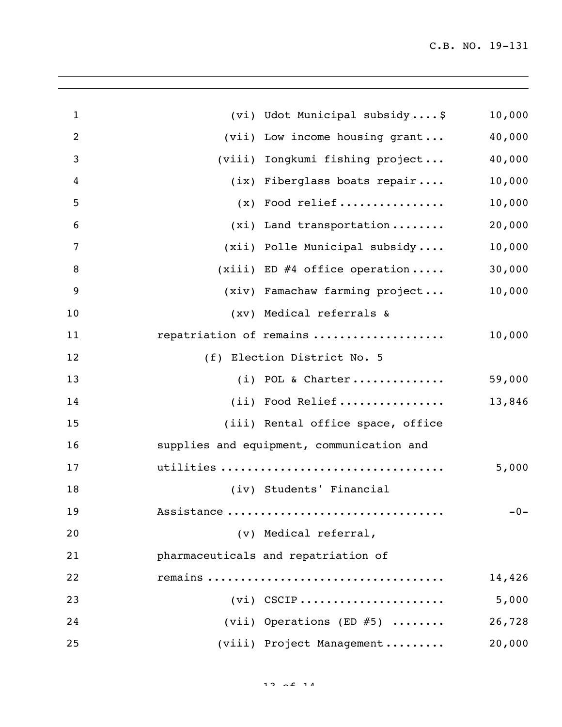(vi) Udot Municipal subsidy....$ 10,000

(vii) Low income housing grant... 40,000

(viii) Iongkumi fishing project... 40,000

(ix) Fiberglass boats repair.... 10,000

(x) Food relief................ 10,000

(xi) Land transportation........ 20,000

(xii) Polle Municipal subsidy.... 10,000

(xiii) ED #4 office operation..... 30,000

(xiv) Famachaw farming project... 10,000

(xv) Medical referrals & repatriation of remains................... 10,000

(f) Election District No. 5

(i) POL & Charter.............. 59,000

(ii) Food Relief................ 13,846

(iii) Rental office space, office supplies and equipment, communication and utilities................................. 5,000

(iv) Students' Financial Assistance................................ -0-

(v) Medical referral, pharmaceuticals and repatriation of remains.................................. 14,426

(vi) CSCIP..................... 5,000

(vii) Operations (ED #5) ........ 26,728

(viii) Project Management......... 20,000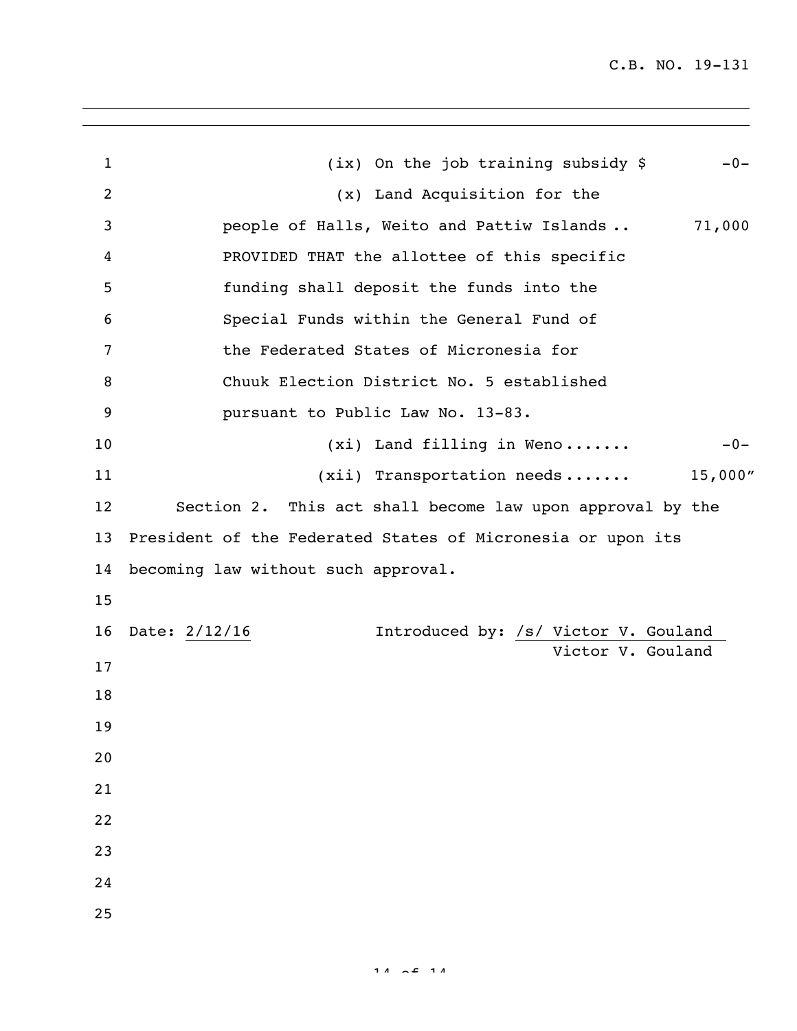(ix) On the job training subsidy $ -0-

(x) Land Acquisition for the people of Halls, Weito and Pattiw Islands .. 71,000

PROVIDED THAT the allottee of this specific funding shall deposit the funds into the Special Funds within the General Fund of the Federated States of Micronesia for Chuuk Election District No. 5 established pursuant to Public Law No. 13-83.

(xi) Land filling in Weno....... -0-

(xii) Transportation needs....... 15,000"

Section 2. This act shall become law upon approval by the President of the Federated States of Micronesia or upon its becoming law without such approval.

Date: 2/12/16

Introduced by: /s/ Victor V. Gouland
Victor V. Gouland